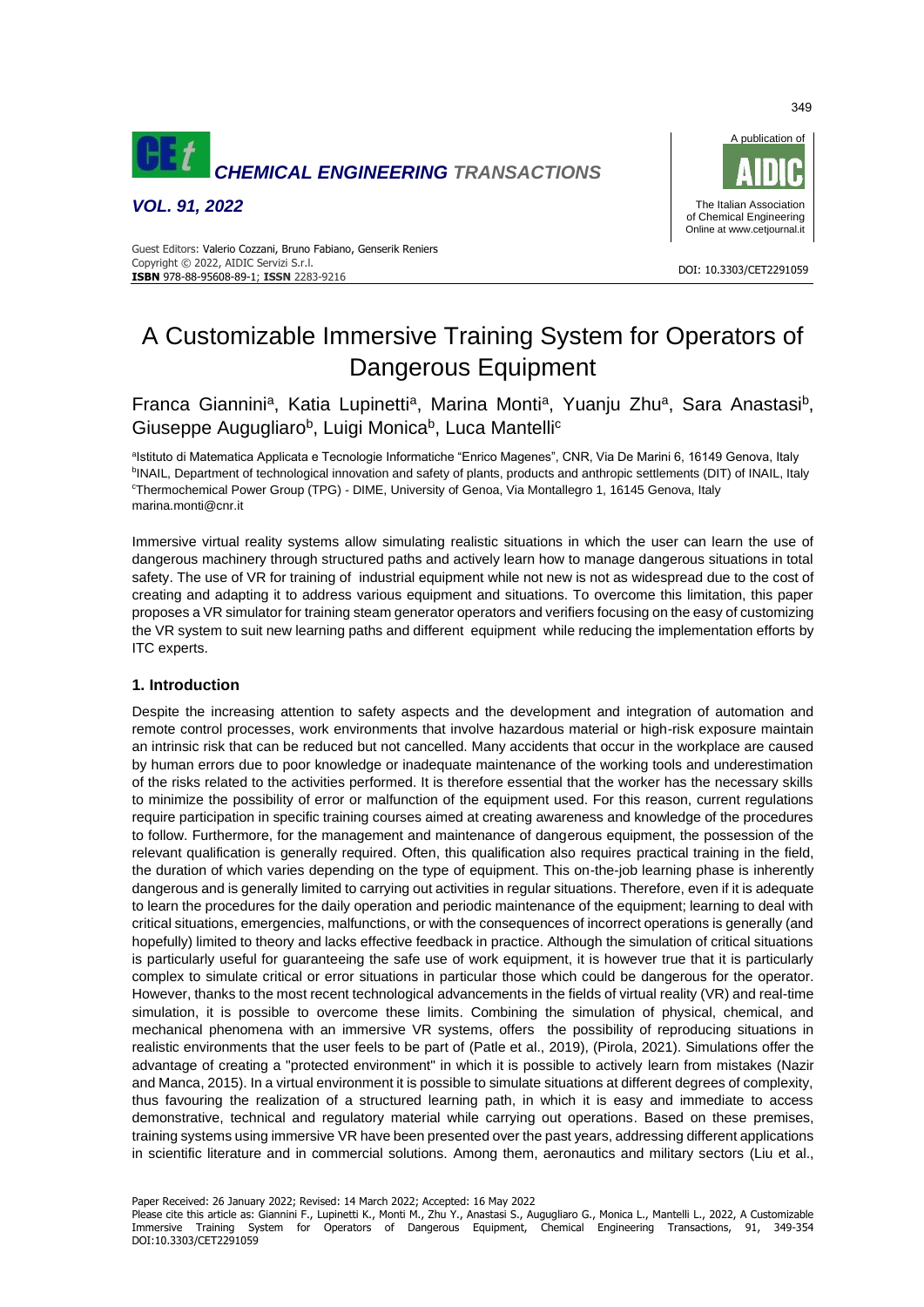Guest Editors: Valerio Cozzani, Bruno Fabiano, Genserik Reniers
Copyright © 2022, AIDIC Servizi S.r.l.
**ISBN** 978-88-95608-89-1; **ISSN** 2283-9216

DOI: 10.3303/CET2291059

# A Customizable Immersive Training System for Operators of Dangerous Equipment

Franca Giannini[a], Katia Lupinetti[a], Marina Monti[a], Yuanju Zhu[a], Sara Anastasi[b], Giuseppe Augugliaro[b], Luigi Monica[b], Luca Mantelli[c]

[a]Istituto di Matematica Applicata e Tecnologie Informatiche "Enrico Magenes", CNR, Via De Marini 6, 16149 Genova, Italy
[b]INAIL, Department of technological innovation and safety of plants, products and anthropic settlements (DIT) of INAIL, Italy
[c]Thermochemical Power Group (TPG) - DIME, University of Genoa, Via Montallegro 1, 16145 Genova, Italy
marina.monti@cnr.it

Immersive virtual reality systems allow simulating realistic situations in which the user can learn the use of dangerous machinery through structured paths and actively learn how to manage dangerous situations in total safety. The use of VR for training of industrial equipment while not new is not as widespread due to the cost of creating and adapting it to address various equipment and situations. To overcome this limitation, this paper proposes a VR simulator for training steam generator operators and verifiers focusing on the easy of customizing the VR system to suit new learning paths and different equipment while reducing the implementation efforts by ITC experts.

## 1. Introduction

Despite the increasing attention to safety aspects and the development and integration of automation and remote control processes, work environments that involve hazardous material or high-risk exposure maintain an intrinsic risk that can be reduced but not cancelled. Many accidents that occur in the workplace are caused by human errors due to poor knowledge or inadequate maintenance of the working tools and underestimation of the risks related to the activities performed. It is therefore essential that the worker has the necessary skills to minimize the possibility of error or malfunction of the equipment used. For this reason, current regulations require participation in specific training courses aimed at creating awareness and knowledge of the procedures to follow. Furthermore, for the management and maintenance of dangerous equipment, the possession of the relevant qualification is generally required. Often, this qualification also requires practical training in the field, the duration of which varies depending on the type of equipment. This on-the-job learning phase is inherently dangerous and is generally limited to carrying out activities in regular situations. Therefore, even if it is adequate to learn the procedures for the daily operation and periodic maintenance of the equipment; learning to deal with critical situations, emergencies, malfunctions, or with the consequences of incorrect operations is generally (and hopefully) limited to theory and lacks effective feedback in practice. Although the simulation of critical situations is particularly useful for guaranteeing the safe use of work equipment, it is however true that it is particularly complex to simulate critical or error situations in particular those which could be dangerous for the operator. However, thanks to the most recent technological advancements in the fields of virtual reality (VR) and real-time simulation, it is possible to overcome these limits. Combining the simulation of physical, chemical, and mechanical phenomena with an immersive VR systems, offers the possibility of reproducing situations in realistic environments that the user feels to be part of (Patle et al., 2019), (Pirola, 2021). Simulations offer the advantage of creating a "protected environment" in which it is possible to actively learn from mistakes (Nazir and Manca, 2015). In a virtual environment it is possible to simulate situations at different degrees of complexity, thus favouring the realization of a structured learning path, in which it is easy and immediate to access demonstrative, technical and regulatory material while carrying out operations. Based on these premises, training systems using immersive VR have been presented over the past years, addressing different applications in scientific literature and in commercial solutions. Among them, aeronautics and military sectors (Liu et al.,

Paper Received: 26 January 2022; Revised: 14 March 2022; Accepted: 16 May 2022
Please cite this article as: Giannini F., Lupinetti K., Monti M., Zhu Y., Anastasi S., Augugliaro G., Monica L., Mantelli L., 2022, A Customizable Immersive Training System for Operators of Dangerous Equipment, Chemical Engineering Transactions, 91, 349-354 DOI:10.3303/CET2291059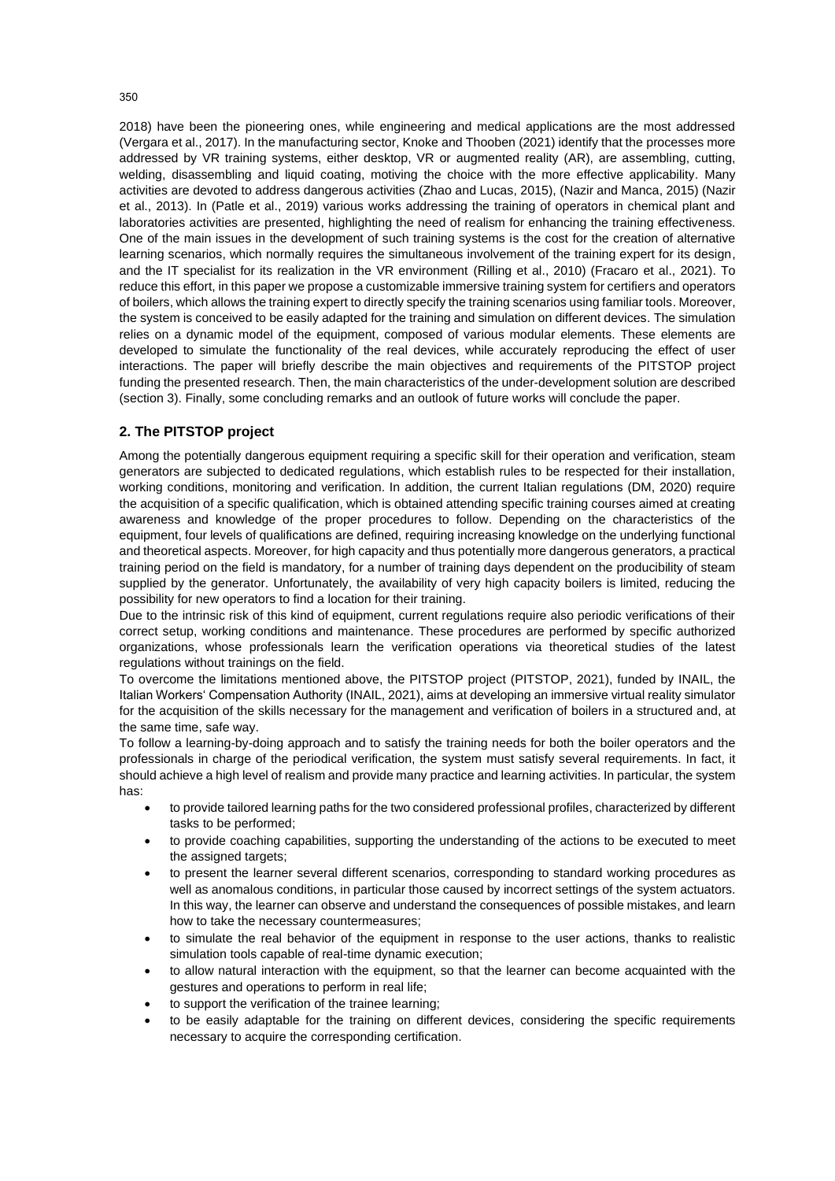2018) have been the pioneering ones, while engineering and medical applications are the most addressed (Vergara et al., 2017). In the manufacturing sector, Knoke and Thooben (2021) identify that the processes more addressed by VR training systems, either desktop, VR or augmented reality (AR), are assembling, cutting, welding, disassembling and liquid coating, motiving the choice with the more effective applicability. Many activities are devoted to address dangerous activities (Zhao and Lucas, 2015), (Nazir and Manca, 2015) (Nazir et al., 2013). In (Patle et al., 2019) various works addressing the training of operators in chemical plant and laboratories activities are presented, highlighting the need of realism for enhancing the training effectiveness. One of the main issues in the development of such training systems is the cost for the creation of alternative learning scenarios, which normally requires the simultaneous involvement of the training expert for its design, and the IT specialist for its realization in the VR environment (Rilling et al., 2010) (Fracaro et al., 2021). To reduce this effort, in this paper we propose a customizable immersive training system for certifiers and operators of boilers, which allows the training expert to directly specify the training scenarios using familiar tools. Moreover, the system is conceived to be easily adapted for the training and simulation on different devices. The simulation relies on a dynamic model of the equipment, composed of various modular elements. These elements are developed to simulate the functionality of the real devices, while accurately reproducing the effect of user interactions. The paper will briefly describe the main objectives and requirements of the PITSTOP project funding the presented research. Then, the main characteristics of the under-development solution are described (section 3). Finally, some concluding remarks and an outlook of future works will conclude the paper.

## 2. The PITSTOP project

Among the potentially dangerous equipment requiring a specific skill for their operation and verification, steam generators are subjected to dedicated regulations, which establish rules to be respected for their installation, working conditions, monitoring and verification. In addition, the current Italian regulations (DM, 2020) require the acquisition of a specific qualification, which is obtained attending specific training courses aimed at creating awareness and knowledge of the proper procedures to follow. Depending on the characteristics of the equipment, four levels of qualifications are defined, requiring increasing knowledge on the underlying functional and theoretical aspects. Moreover, for high capacity and thus potentially more dangerous generators, a practical training period on the field is mandatory, for a number of training days dependent on the producibility of steam supplied by the generator. Unfortunately, the availability of very high capacity boilers is limited, reducing the possibility for new operators to find a location for their training.

Due to the intrinsic risk of this kind of equipment, current regulations require also periodic verifications of their correct setup, working conditions and maintenance. These procedures are performed by specific authorized organizations, whose professionals learn the verification operations via theoretical studies of the latest regulations without trainings on the field.

To overcome the limitations mentioned above, the PITSTOP project (PITSTOP, 2021), funded by INAIL, the Italian Workers' Compensation Authority (INAIL, 2021), aims at developing an immersive virtual reality simulator for the acquisition of the skills necessary for the management and verification of boilers in a structured and, at the same time, safe way.

To follow a learning-by-doing approach and to satisfy the training needs for both the boiler operators and the professionals in charge of the periodical verification, the system must satisfy several requirements. In fact, it should achieve a high level of realism and provide many practice and learning activities. In particular, the system has:

- to provide tailored learning paths for the two considered professional profiles, characterized by different tasks to be performed;
- to provide coaching capabilities, supporting the understanding of the actions to be executed to meet the assigned targets;
- to present the learner several different scenarios, corresponding to standard working procedures as well as anomalous conditions, in particular those caused by incorrect settings of the system actuators. In this way, the learner can observe and understand the consequences of possible mistakes, and learn how to take the necessary countermeasures;
- to simulate the real behavior of the equipment in response to the user actions, thanks to realistic simulation tools capable of real-time dynamic execution;
- to allow natural interaction with the equipment, so that the learner can become acquainted with the gestures and operations to perform in real life;
- to support the verification of the trainee learning;
- to be easily adaptable for the training on different devices, considering the specific requirements necessary to acquire the corresponding certification.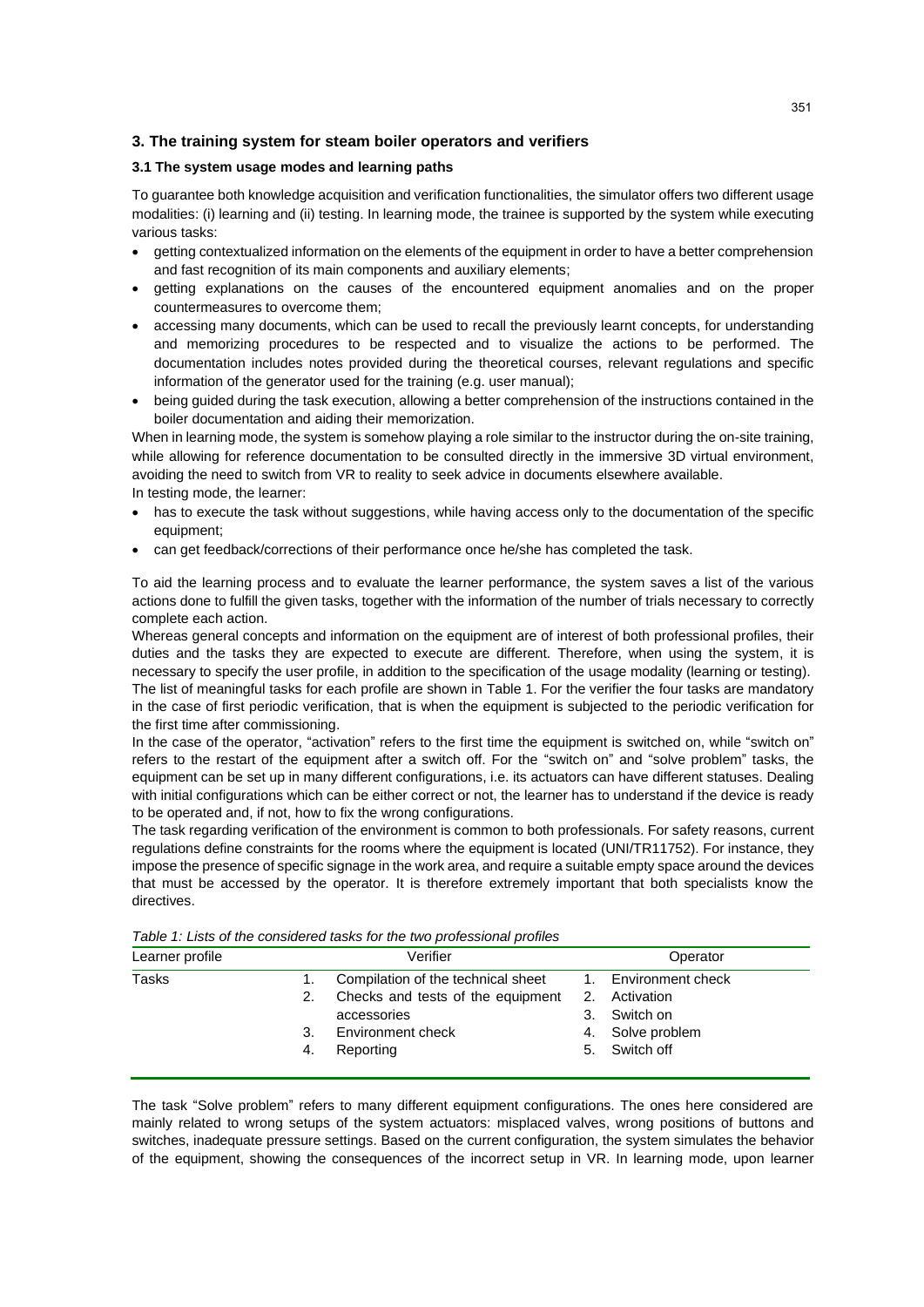## 3. The training system for steam boiler operators and verifiers

### 3.1 The system usage modes and learning paths

To guarantee both knowledge acquisition and verification functionalities, the simulator offers two different usage modalities: (i) learning and (ii) testing. In learning mode, the trainee is supported by the system while executing various tasks:

- getting contextualized information on the elements of the equipment in order to have a better comprehension and fast recognition of its main components and auxiliary elements;
- getting explanations on the causes of the encountered equipment anomalies and on the proper countermeasures to overcome them;
- accessing many documents, which can be used to recall the previously learnt concepts, for understanding and memorizing procedures to be respected and to visualize the actions to be performed. The documentation includes notes provided during the theoretical courses, relevant regulations and specific information of the generator used for the training (e.g. user manual);
- being guided during the task execution, allowing a better comprehension of the instructions contained in the boiler documentation and aiding their memorization.

When in learning mode, the system is somehow playing a role similar to the instructor during the on-site training, while allowing for reference documentation to be consulted directly in the immersive 3D virtual environment, avoiding the need to switch from VR to reality to seek advice in documents elsewhere available.

In testing mode, the learner:

- has to execute the task without suggestions, while having access only to the documentation of the specific equipment;
- can get feedback/corrections of their performance once he/she has completed the task.

To aid the learning process and to evaluate the learner performance, the system saves a list of the various actions done to fulfill the given tasks, together with the information of the number of trials necessary to correctly complete each action.

Whereas general concepts and information on the equipment are of interest of both professional profiles, their duties and the tasks they are expected to execute are different. Therefore, when using the system, it is necessary to specify the user profile, in addition to the specification of the usage modality (learning or testing).

The list of meaningful tasks for each profile are shown in Table 1. For the verifier the four tasks are mandatory in the case of first periodic verification, that is when the equipment is subjected to the periodic verification for the first time after commissioning.

In the case of the operator, "activation" refers to the first time the equipment is switched on, while "switch on" refers to the restart of the equipment after a switch off. For the "switch on" and "solve problem" tasks, the equipment can be set up in many different configurations, i.e. its actuators can have different statuses. Dealing with initial configurations which can be either correct or not, the learner has to understand if the device is ready to be operated and, if not, how to fix the wrong configurations.

The task regarding verification of the environment is common to both professionals. For safety reasons, current regulations define constraints for the rooms where the equipment is located (UNI/TR11752). For instance, they impose the presence of specific signage in the work area, and require a suitable empty space around the devices that must be accessed by the operator. It is therefore extremely important that both specialists know the directives.

*Table 1: Lists of the considered tasks for the two professional profiles*

| Learner profile | Verifier | Operator |
|---|---|---|
| Tasks | 1. Compilation of the technical sheet<br>2. Checks and tests of the equipment accessories<br>3. Environment check<br>4. Reporting | 1. Environment check<br>2. Activation<br>3. Switch on<br>4. Solve problem<br>5. Switch off |

The task "Solve problem" refers to many different equipment configurations. The ones here considered are mainly related to wrong setups of the system actuators: misplaced valves, wrong positions of buttons and switches, inadequate pressure settings. Based on the current configuration, the system simulates the behavior of the equipment, showing the consequences of the incorrect setup in VR. In learning mode, upon learner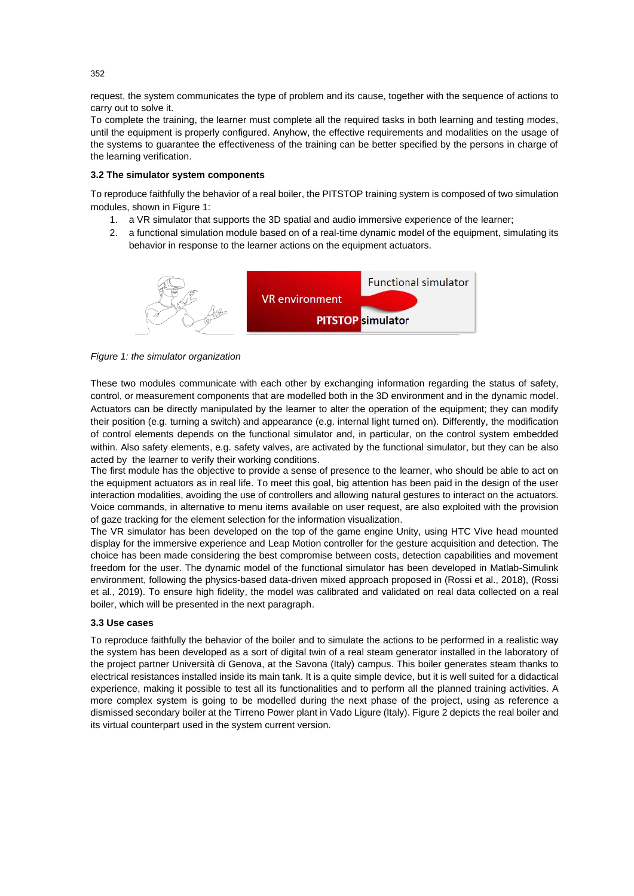request, the system communicates the type of problem and its cause, together with the sequence of actions to carry out to solve it.
To complete the training, the learner must complete all the required tasks in both learning and testing modes, until the equipment is properly configured. Anyhow, the effective requirements and modalities on the usage of the systems to guarantee the effectiveness of the training can be better specified by the persons in charge of the learning verification.

### 3.2 The simulator system components

To reproduce faithfully the behavior of a real boiler, the PITSTOP training system is composed of two simulation modules, shown in Figure 1:

1. a VR simulator that supports the 3D spatial and audio immersive experience of the learner;
2. a functional simulation module based on of a real-time dynamic model of the equipment, simulating its behavior in response to the learner actions on the equipment actuators.

*Figure 1: the simulator organization*

These two modules communicate with each other by exchanging information regarding the status of safety, control, or measurement components that are modelled both in the 3D environment and in the dynamic model. Actuators can be directly manipulated by the learner to alter the operation of the equipment; they can modify their position (e.g. turning a switch) and appearance (e.g. internal light turned on). Differently, the modification of control elements depends on the functional simulator and, in particular, on the control system embedded within. Also safety elements, e.g. safety valves, are activated by the functional simulator, but they can be also acted by the learner to verify their working conditions.
The first module has the objective to provide a sense of presence to the learner, who should be able to act on the equipment actuators as in real life. To meet this goal, big attention has been paid in the design of the user interaction modalities, avoiding the use of controllers and allowing natural gestures to interact on the actuators. Voice commands, in alternative to menu items available on user request, are also exploited with the provision of gaze tracking for the element selection for the information visualization.
The VR simulator has been developed on the top of the game engine Unity, using HTC Vive head mounted display for the immersive experience and Leap Motion controller for the gesture acquisition and detection. The choice has been made considering the best compromise between costs, detection capabilities and movement freedom for the user. The dynamic model of the functional simulator has been developed in Matlab-Simulink environment, following the physics-based data-driven mixed approach proposed in (Rossi et al., 2018), (Rossi et al., 2019). To ensure high fidelity, the model was calibrated and validated on real data collected on a real boiler, which will be presented in the next paragraph.

### 3.3 Use cases

To reproduce faithfully the behavior of the boiler and to simulate the actions to be performed in a realistic way the system has been developed as a sort of digital twin of a real steam generator installed in the laboratory of the project partner Università di Genova, at the Savona (Italy) campus. This boiler generates steam thanks to electrical resistances installed inside its main tank. It is a quite simple device, but it is well suited for a didactical experience, making it possible to test all its functionalities and to perform all the planned training activities. A more complex system is going to be modelled during the next phase of the project, using as reference a dismissed secondary boiler at the Tirreno Power plant in Vado Ligure (Italy). Figure 2 depicts the real boiler and its virtual counterpart used in the system current version.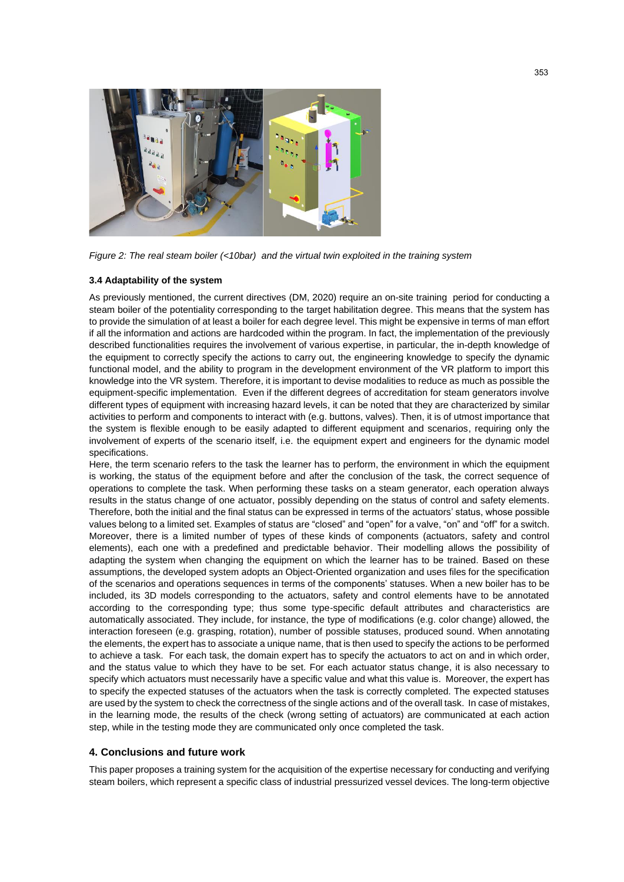*Figure 2: The real steam boiler (<10bar) and the virtual twin exploited in the training system*

### 3.4 Adaptability of the system

As previously mentioned, the current directives (DM, 2020) require an on-site training period for conducting a steam boiler of the potentiality corresponding to the target habilitation degree. This means that the system has to provide the simulation of at least a boiler for each degree level. This might be expensive in terms of man effort if all the information and actions are hardcoded within the program. In fact, the implementation of the previously described functionalities requires the involvement of various expertise, in particular, the in-depth knowledge of the equipment to correctly specify the actions to carry out, the engineering knowledge to specify the dynamic functional model, and the ability to program in the development environment of the VR platform to import this knowledge into the VR system. Therefore, it is important to devise modalities to reduce as much as possible the equipment-specific implementation. Even if the different degrees of accreditation for steam generators involve different types of equipment with increasing hazard levels, it can be noted that they are characterized by similar activities to perform and components to interact with (e.g. buttons, valves). Then, it is of utmost importance that the system is flexible enough to be easily adapted to different equipment and scenarios, requiring only the involvement of experts of the scenario itself, i.e. the equipment expert and engineers for the dynamic model specifications.

Here, the term scenario refers to the task the learner has to perform, the environment in which the equipment is working, the status of the equipment before and after the conclusion of the task, the correct sequence of operations to complete the task. When performing these tasks on a steam generator, each operation always results in the status change of one actuator, possibly depending on the status of control and safety elements. Therefore, both the initial and the final status can be expressed in terms of the actuators' status, whose possible values belong to a limited set. Examples of status are "closed" and "open" for a valve, "on" and "off" for a switch. Moreover, there is a limited number of types of these kinds of components (actuators, safety and control elements), each one with a predefined and predictable behavior. Their modelling allows the possibility of adapting the system when changing the equipment on which the learner has to be trained. Based on these assumptions, the developed system adopts an Object-Oriented organization and uses files for the specification of the scenarios and operations sequences in terms of the components' statuses. When a new boiler has to be included, its 3D models corresponding to the actuators, safety and control elements have to be annotated according to the corresponding type; thus some type-specific default attributes and characteristics are automatically associated. They include, for instance, the type of modifications (e.g. color change) allowed, the interaction foreseen (e.g. grasping, rotation), number of possible statuses, produced sound. When annotating the elements, the expert has to associate a unique name, that is then used to specify the actions to be performed to achieve a task. For each task, the domain expert has to specify the actuators to act on and in which order, and the status value to which they have to be set. For each actuator status change, it is also necessary to specify which actuators must necessarily have a specific value and what this value is. Moreover, the expert has to specify the expected statuses of the actuators when the task is correctly completed. The expected statuses are used by the system to check the correctness of the single actions and of the overall task. In case of mistakes, in the learning mode, the results of the check (wrong setting of actuators) are communicated at each action step, while in the testing mode they are communicated only once completed the task.

## 4. Conclusions and future work

This paper proposes a training system for the acquisition of the expertise necessary for conducting and verifying steam boilers, which represent a specific class of industrial pressurized vessel devices. The long-term objective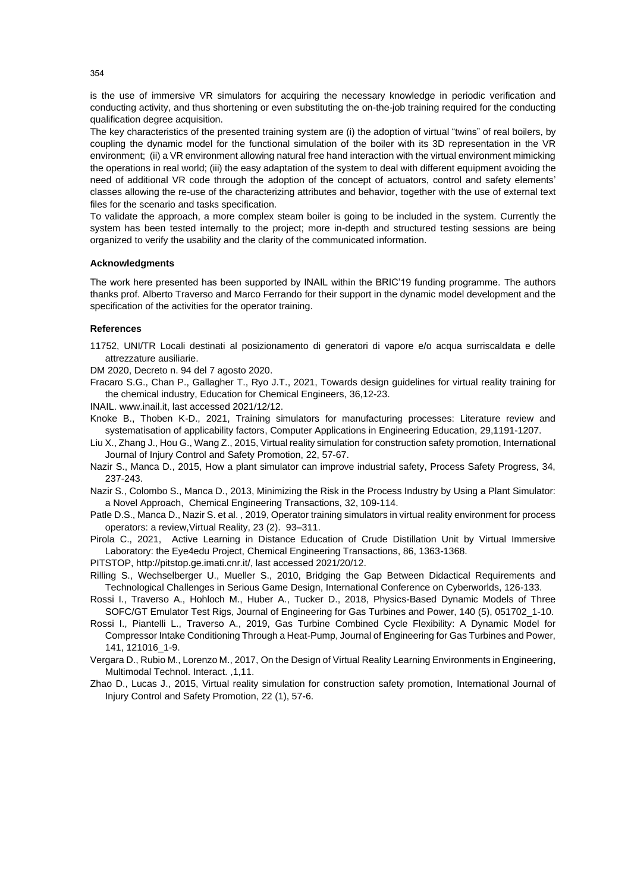is the use of immersive VR simulators for acquiring the necessary knowledge in periodic verification and conducting activity, and thus shortening or even substituting the on-the-job training required for the conducting qualification degree acquisition.

The key characteristics of the presented training system are (i) the adoption of virtual "twins" of real boilers, by coupling the dynamic model for the functional simulation of the boiler with its 3D representation in the VR environment; (ii) a VR environment allowing natural free hand interaction with the virtual environment mimicking the operations in real world; (iii) the easy adaptation of the system to deal with different equipment avoiding the need of additional VR code through the adoption of the concept of actuators, control and safety elements' classes allowing the re-use of the characterizing attributes and behavior, together with the use of external text files for the scenario and tasks specification.

To validate the approach, a more complex steam boiler is going to be included in the system. Currently the system has been tested internally to the project; more in-depth and structured testing sessions are being organized to verify the usability and the clarity of the communicated information.

### Acknowledgments

The work here presented has been supported by INAIL within the BRIC'19 funding programme. The authors thanks prof. Alberto Traverso and Marco Ferrando for their support in the dynamic model development and the specification of the activities for the operator training.

### References

11752, UNI/TR Locali destinati al posizionamento di generatori di vapore e/o acqua surriscaldata e delle attrezzature ausiliarie.

DM 2020, Decreto n. 94 del 7 agosto 2020.

Fracaro S.G., Chan P., Gallagher T., Ryo J.T., 2021, Towards design guidelines for virtual reality training for the chemical industry, Education for Chemical Engineers, 36,12-23.

INAIL. www.inail.it, last accessed 2021/12/12.

Knoke B., Thoben K-D., 2021, Training simulators for manufacturing processes: Literature review and systematisation of applicability factors, Computer Applications in Engineering Education, 29,1191-1207.

Liu X., Zhang J., Hou G., Wang Z., 2015, Virtual reality simulation for construction safety promotion, International Journal of Injury Control and Safety Promotion, 22, 57-67.

Nazir S., Manca D., 2015, How a plant simulator can improve industrial safety, Process Safety Progress, 34, 237-243.

Nazir S., Colombo S., Manca D., 2013, Minimizing the Risk in the Process Industry by Using a Plant Simulator: a Novel Approach, Chemical Engineering Transactions, 32, 109-114.

Patle D.S., Manca D., Nazir S. et al. , 2019, Operator training simulators in virtual reality environment for process operators: a review,Virtual Reality, 23 (2). 93–311.

Pirola C., 2021, Active Learning in Distance Education of Crude Distillation Unit by Virtual Immersive Laboratory: the Eye4edu Project, Chemical Engineering Transactions, 86, 1363-1368.

PITSTOP, http://pitstop.ge.imati.cnr.it/, last accessed 2021/20/12.

Rilling S., Wechselberger U., Mueller S., 2010, Bridging the Gap Between Didactical Requirements and Technological Challenges in Serious Game Design, International Conference on Cyberworlds, 126-133.

Rossi I., Traverso A., Hohloch M., Huber A., Tucker D., 2018, Physics-Based Dynamic Models of Three SOFC/GT Emulator Test Rigs, Journal of Engineering for Gas Turbines and Power, 140 (5), 051702_1-10.

Rossi I., Piantelli L., Traverso A., 2019, Gas Turbine Combined Cycle Flexibility: A Dynamic Model for Compressor Intake Conditioning Through a Heat-Pump, Journal of Engineering for Gas Turbines and Power, 141, 121016_1-9.

Vergara D., Rubio M., Lorenzo M., 2017, On the Design of Virtual Reality Learning Environments in Engineering, Multimodal Technol. Interact. ,1,11.

Zhao D., Lucas J., 2015, Virtual reality simulation for construction safety promotion, International Journal of Injury Control and Safety Promotion, 22 (1), 57-6.